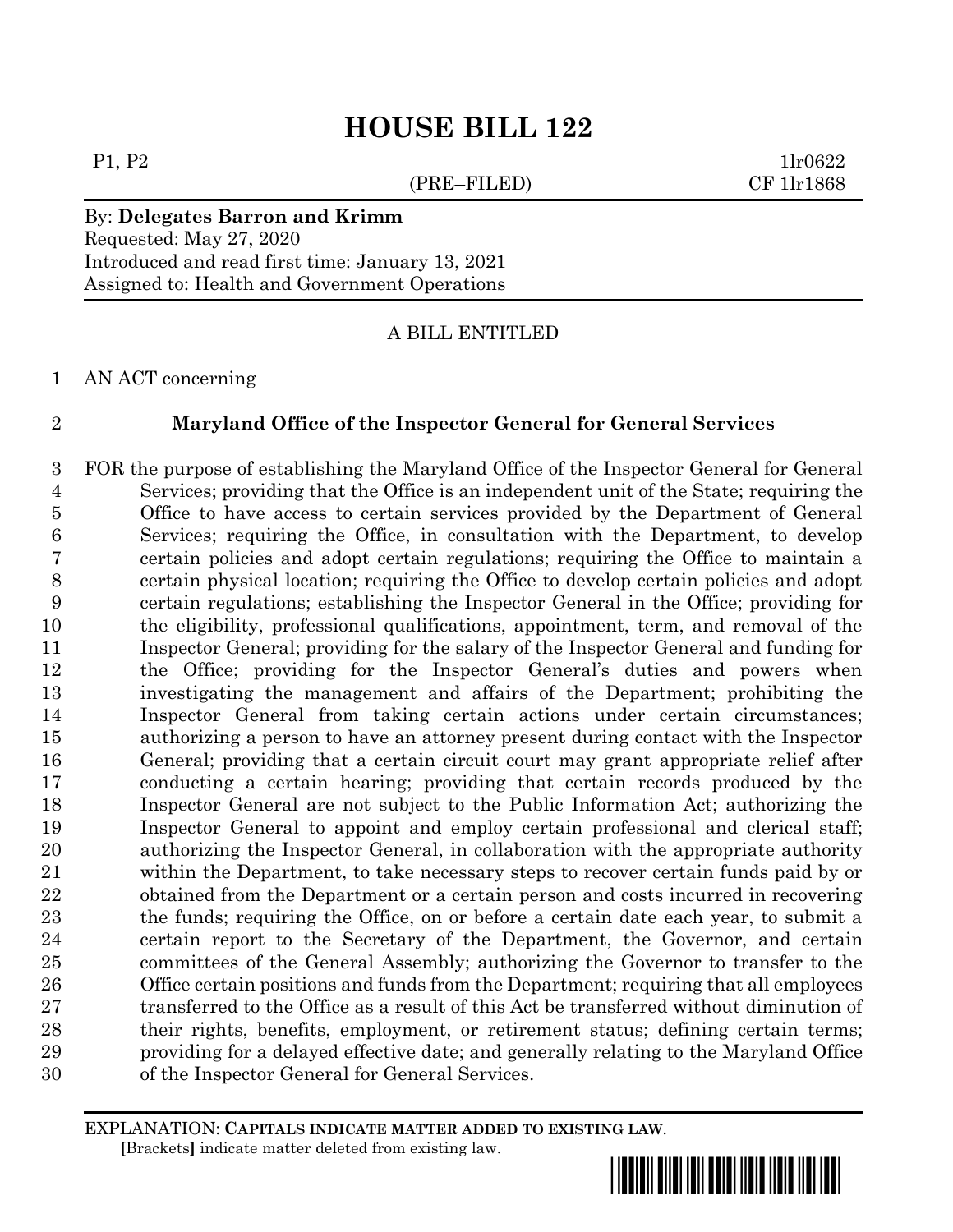# HOUSE BILL 122

P1, P2 (PRE–FILED) 1lr0622
CF 1lr1868

By: **Delegates Barron and Krimm**
Requested: May 27, 2020
Introduced and read first time: January 13, 2021
Assigned to: Health and Government Operations

A BILL ENTITLED

AN ACT concerning

## Maryland Office of the Inspector General for General Services

FOR the purpose of establishing the Maryland Office of the Inspector General for General Services; providing that the Office is an independent unit of the State; requiring the Office to have access to certain services provided by the Department of General Services; requiring the Office, in consultation with the Department, to develop certain policies and adopt certain regulations; requiring the Office to maintain a certain physical location; requiring the Office to develop certain policies and adopt certain regulations; establishing the Inspector General in the Office; providing for the eligibility, professional qualifications, appointment, term, and removal of the Inspector General; providing for the salary of the Inspector General and funding for the Office; providing for the Inspector General's duties and powers when investigating the management and affairs of the Department; prohibiting the Inspector General from taking certain actions under certain circumstances; authorizing a person to have an attorney present during contact with the Inspector General; providing that a certain circuit court may grant appropriate relief after conducting a certain hearing; providing that certain records produced by the Inspector General are not subject to the Public Information Act; authorizing the Inspector General to appoint and employ certain professional and clerical staff; authorizing the Inspector General, in collaboration with the appropriate authority within the Department, to take necessary steps to recover certain funds paid by or obtained from the Department or a certain person and costs incurred in recovering the funds; requiring the Office, on or before a certain date each year, to submit a certain report to the Secretary of the Department, the Governor, and certain committees of the General Assembly; authorizing the Governor to transfer to the Office certain positions and funds from the Department; requiring that all employees transferred to the Office as a result of this Act be transferred without diminution of their rights, benefits, employment, or retirement status; defining certain terms; providing for a delayed effective date; and generally relating to the Maryland Office of the Inspector General for General Services.

EXPLANATION: **CAPITALS INDICATE MATTER ADDED TO EXISTING LAW.**
[Brackets] indicate matter deleted from existing law.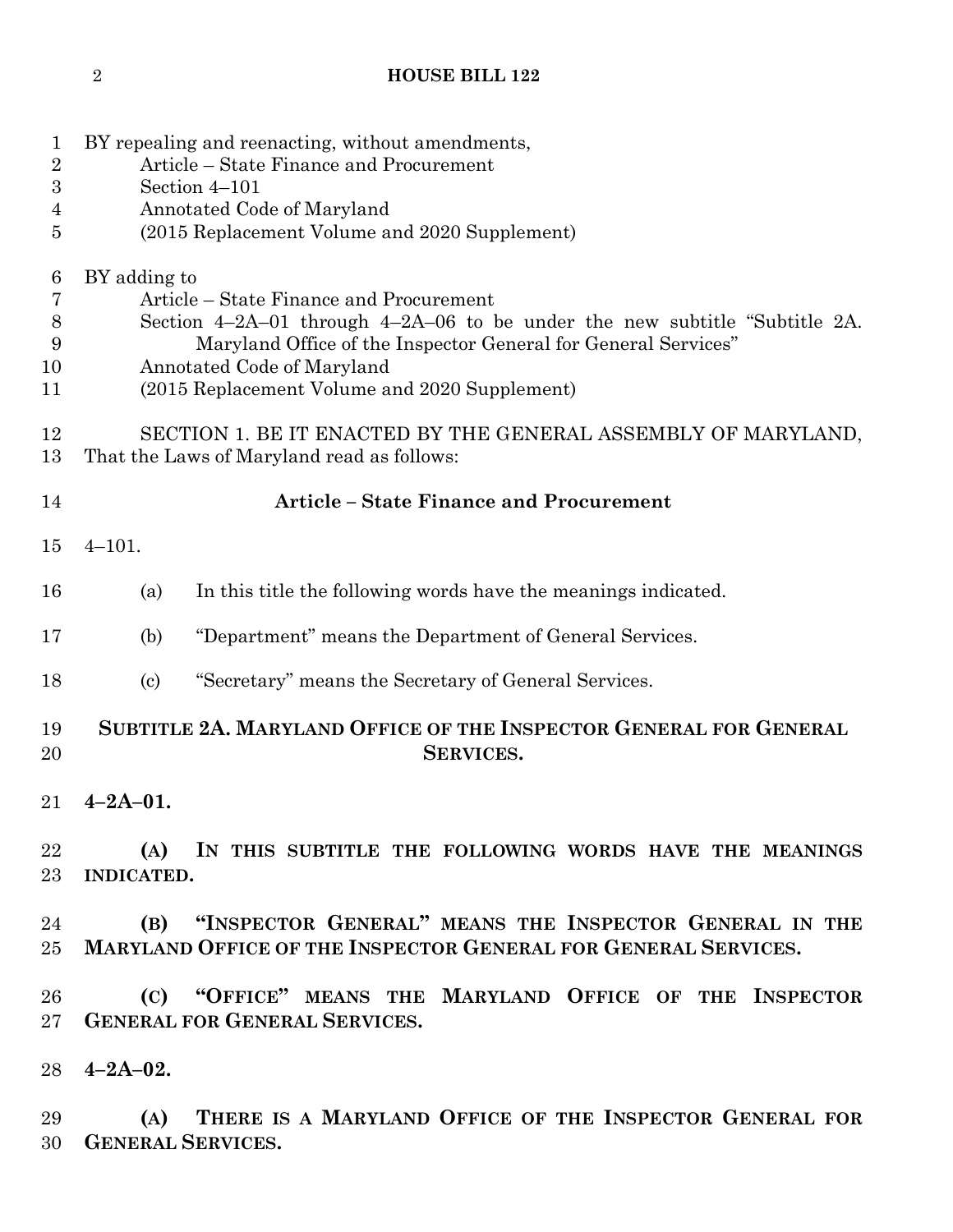BY repealing and reenacting, without amendments,

Article – State Finance and Procurement

Section 4–101

Annotated Code of Maryland

(2015 Replacement Volume and 2020 Supplement)

BY adding to

Article – State Finance and Procurement

Section 4–2A–01 through 4–2A–06 to be under the new subtitle "Subtitle 2A. Maryland Office of the Inspector General for General Services"

Annotated Code of Maryland

(2015 Replacement Volume and 2020 Supplement)

SECTION 1. BE IT ENACTED BY THE GENERAL ASSEMBLY OF MARYLAND, That the Laws of Maryland read as follows:

**Article – State Finance and Procurement**

4–101.

(a) In this title the following words have the meanings indicated.

(b) "Department" means the Department of General Services.

(c) "Secretary" means the Secretary of General Services.

**SUBTITLE 2A. MARYLAND OFFICE OF THE INSPECTOR GENERAL FOR GENERAL SERVICES.**

**4–2A–01.**

**(A) IN THIS SUBTITLE THE FOLLOWING WORDS HAVE THE MEANINGS INDICATED.**

**(B) "INSPECTOR GENERAL" MEANS THE INSPECTOR GENERAL IN THE MARYLAND OFFICE OF THE INSPECTOR GENERAL FOR GENERAL SERVICES.**

**(C) "OFFICE" MEANS THE MARYLAND OFFICE OF THE INSPECTOR GENERAL FOR GENERAL SERVICES.**

**4–2A–02.**

**(A) THERE IS A MARYLAND OFFICE OF THE INSPECTOR GENERAL FOR GENERAL SERVICES.**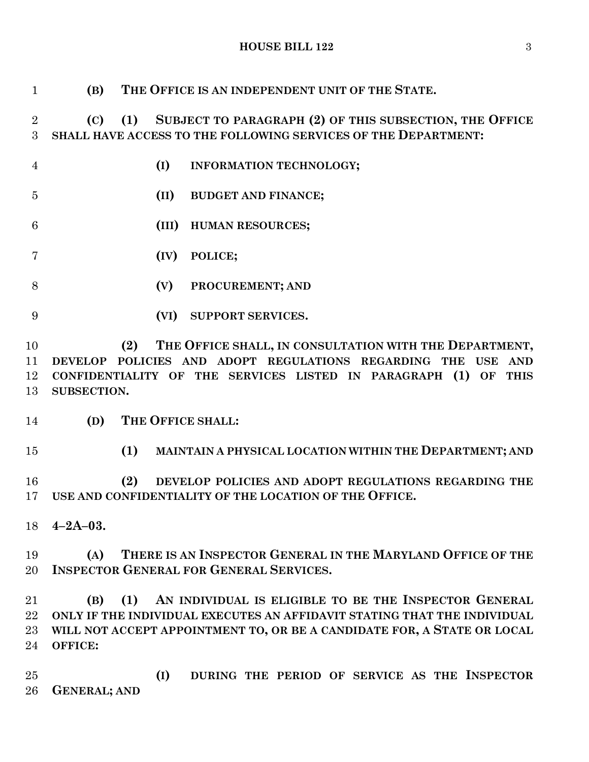**(B) THE OFFICE IS AN INDEPENDENT UNIT OF THE STATE.**

**(C) (1) SUBJECT TO PARAGRAPH (2) OF THIS SUBSECTION, THE OFFICE SHALL HAVE ACCESS TO THE FOLLOWING SERVICES OF THE DEPARTMENT:**

**(I) INFORMATION TECHNOLOGY;**

**(II) BUDGET AND FINANCE;**

**(III) HUMAN RESOURCES;**

**(IV) POLICE;**

**(V) PROCUREMENT; AND**

**(VI) SUPPORT SERVICES.**

**(2) THE OFFICE SHALL, IN CONSULTATION WITH THE DEPARTMENT, DEVELOP POLICIES AND ADOPT REGULATIONS REGARDING THE USE AND CONFIDENTIALITY OF THE SERVICES LISTED IN PARAGRAPH (1) OF THIS SUBSECTION.**

**(D) THE OFFICE SHALL:**

**(1) MAINTAIN A PHYSICAL LOCATION WITHIN THE DEPARTMENT; AND**

**(2) DEVELOP POLICIES AND ADOPT REGULATIONS REGARDING THE USE AND CONFIDENTIALITY OF THE LOCATION OF THE OFFICE.**

**4–2A–03.**

**(A) THERE IS AN INSPECTOR GENERAL IN THE MARYLAND OFFICE OF THE INSPECTOR GENERAL FOR GENERAL SERVICES.**

**(B) (1) AN INDIVIDUAL IS ELIGIBLE TO BE THE INSPECTOR GENERAL ONLY IF THE INDIVIDUAL EXECUTES AN AFFIDAVIT STATING THAT THE INDIVIDUAL WILL NOT ACCEPT APPOINTMENT TO, OR BE A CANDIDATE FOR, A STATE OR LOCAL OFFICE:**

**(I) DURING THE PERIOD OF SERVICE AS THE INSPECTOR GENERAL; AND**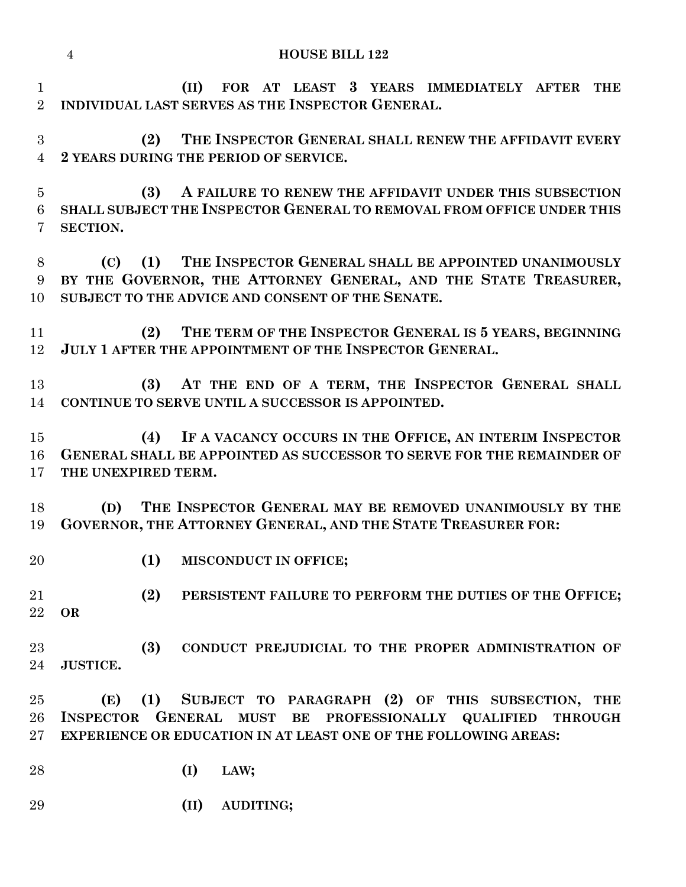**(II) FOR AT LEAST 3 YEARS IMMEDIATELY AFTER THE INDIVIDUAL LAST SERVES AS THE INSPECTOR GENERAL.**

**(2) THE INSPECTOR GENERAL SHALL RENEW THE AFFIDAVIT EVERY 2 YEARS DURING THE PERIOD OF SERVICE.**

**(3) A FAILURE TO RENEW THE AFFIDAVIT UNDER THIS SUBSECTION SHALL SUBJECT THE INSPECTOR GENERAL TO REMOVAL FROM OFFICE UNDER THIS SECTION.**

**(C) (1) THE INSPECTOR GENERAL SHALL BE APPOINTED UNANIMOUSLY BY THE GOVERNOR, THE ATTORNEY GENERAL, AND THE STATE TREASURER, SUBJECT TO THE ADVICE AND CONSENT OF THE SENATE.**

**(2) THE TERM OF THE INSPECTOR GENERAL IS 5 YEARS, BEGINNING JULY 1 AFTER THE APPOINTMENT OF THE INSPECTOR GENERAL.**

**(3) AT THE END OF A TERM, THE INSPECTOR GENERAL SHALL CONTINUE TO SERVE UNTIL A SUCCESSOR IS APPOINTED.**

**(4) IF A VACANCY OCCURS IN THE OFFICE, AN INTERIM INSPECTOR GENERAL SHALL BE APPOINTED AS SUCCESSOR TO SERVE FOR THE REMAINDER OF THE UNEXPIRED TERM.**

**(D) THE INSPECTOR GENERAL MAY BE REMOVED UNANIMOUSLY BY THE GOVERNOR, THE ATTORNEY GENERAL, AND THE STATE TREASURER FOR:**

**(1) MISCONDUCT IN OFFICE;**

**(2) PERSISTENT FAILURE TO PERFORM THE DUTIES OF THE OFFICE; OR**

**(3) CONDUCT PREJUDICIAL TO THE PROPER ADMINISTRATION OF JUSTICE.**

**(E) (1) SUBJECT TO PARAGRAPH (2) OF THIS SUBSECTION, THE INSPECTOR GENERAL MUST BE PROFESSIONALLY QUALIFIED THROUGH EXPERIENCE OR EDUCATION IN AT LEAST ONE OF THE FOLLOWING AREAS:**

**(I) LAW;**

**(II) AUDITING;**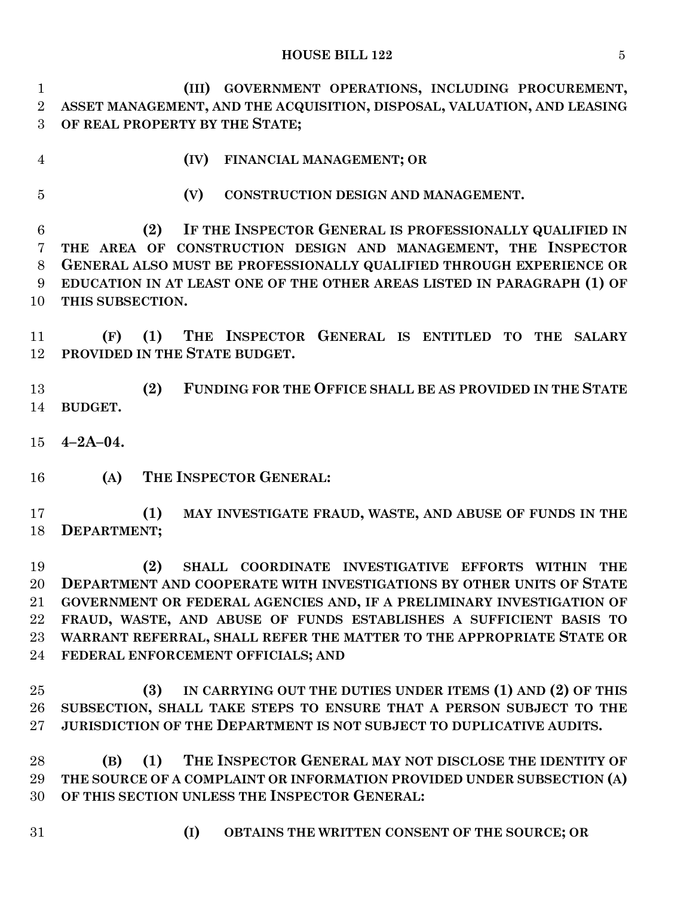**(III) GOVERNMENT OPERATIONS, INCLUDING PROCUREMENT, ASSET MANAGEMENT, AND THE ACQUISITION, DISPOSAL, VALUATION, AND LEASING OF REAL PROPERTY BY THE STATE;**

**(IV) FINANCIAL MANAGEMENT; OR**

**(V) CONSTRUCTION DESIGN AND MANAGEMENT.**

**(2) IF THE INSPECTOR GENERAL IS PROFESSIONALLY QUALIFIED IN THE AREA OF CONSTRUCTION DESIGN AND MANAGEMENT, THE INSPECTOR GENERAL ALSO MUST BE PROFESSIONALLY QUALIFIED THROUGH EXPERIENCE OR EDUCATION IN AT LEAST ONE OF THE OTHER AREAS LISTED IN PARAGRAPH (1) OF THIS SUBSECTION.**

**(F) (1) THE INSPECTOR GENERAL IS ENTITLED TO THE SALARY PROVIDED IN THE STATE BUDGET.**

**(2) FUNDING FOR THE OFFICE SHALL BE AS PROVIDED IN THE STATE BUDGET.**

**4–2A–04.**

**(A) THE INSPECTOR GENERAL:**

**(1) MAY INVESTIGATE FRAUD, WASTE, AND ABUSE OF FUNDS IN THE DEPARTMENT;**

**(2) SHALL COORDINATE INVESTIGATIVE EFFORTS WITHIN THE DEPARTMENT AND COOPERATE WITH INVESTIGATIONS BY OTHER UNITS OF STATE GOVERNMENT OR FEDERAL AGENCIES AND, IF A PRELIMINARY INVESTIGATION OF FRAUD, WASTE, AND ABUSE OF FUNDS ESTABLISHES A SUFFICIENT BASIS TO WARRANT REFERRAL, SHALL REFER THE MATTER TO THE APPROPRIATE STATE OR FEDERAL ENFORCEMENT OFFICIALS; AND**

**(3) IN CARRYING OUT THE DUTIES UNDER ITEMS (1) AND (2) OF THIS SUBSECTION, SHALL TAKE STEPS TO ENSURE THAT A PERSON SUBJECT TO THE JURISDICTION OF THE DEPARTMENT IS NOT SUBJECT TO DUPLICATIVE AUDITS.**

**(B) (1) THE INSPECTOR GENERAL MAY NOT DISCLOSE THE IDENTITY OF THE SOURCE OF A COMPLAINT OR INFORMATION PROVIDED UNDER SUBSECTION (A) OF THIS SECTION UNLESS THE INSPECTOR GENERAL:**

**(I) OBTAINS THE WRITTEN CONSENT OF THE SOURCE; OR**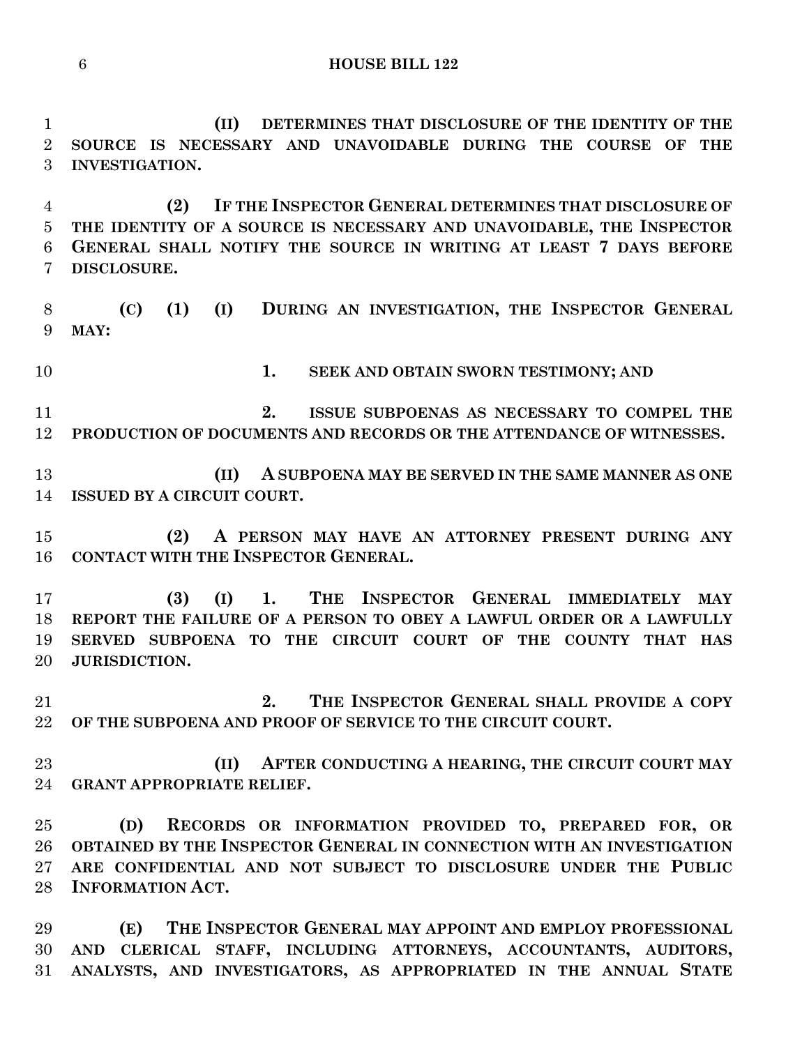**(II) DETERMINES THAT DISCLOSURE OF THE IDENTITY OF THE SOURCE IS NECESSARY AND UNAVOIDABLE DURING THE COURSE OF THE INVESTIGATION.**

**(2) IF THE INSPECTOR GENERAL DETERMINES THAT DISCLOSURE OF THE IDENTITY OF A SOURCE IS NECESSARY AND UNAVOIDABLE, THE INSPECTOR GENERAL SHALL NOTIFY THE SOURCE IN WRITING AT LEAST 7 DAYS BEFORE DISCLOSURE.**

**(C) (1) (I) DURING AN INVESTIGATION, THE INSPECTOR GENERAL MAY:**

**1. SEEK AND OBTAIN SWORN TESTIMONY; AND**

**2. ISSUE SUBPOENAS AS NECESSARY TO COMPEL THE PRODUCTION OF DOCUMENTS AND RECORDS OR THE ATTENDANCE OF WITNESSES.**

**(II) A SUBPOENA MAY BE SERVED IN THE SAME MANNER AS ONE ISSUED BY A CIRCUIT COURT.**

**(2) A PERSON MAY HAVE AN ATTORNEY PRESENT DURING ANY CONTACT WITH THE INSPECTOR GENERAL.**

**(3) (I) 1. THE INSPECTOR GENERAL IMMEDIATELY MAY REPORT THE FAILURE OF A PERSON TO OBEY A LAWFUL ORDER OR A LAWFULLY SERVED SUBPOENA TO THE CIRCUIT COURT OF THE COUNTY THAT HAS JURISDICTION.**

**2. THE INSPECTOR GENERAL SHALL PROVIDE A COPY OF THE SUBPOENA AND PROOF OF SERVICE TO THE CIRCUIT COURT.**

**(II) AFTER CONDUCTING A HEARING, THE CIRCUIT COURT MAY GRANT APPROPRIATE RELIEF.**

**(D) RECORDS OR INFORMATION PROVIDED TO, PREPARED FOR, OR OBTAINED BY THE INSPECTOR GENERAL IN CONNECTION WITH AN INVESTIGATION ARE CONFIDENTIAL AND NOT SUBJECT TO DISCLOSURE UNDER THE PUBLIC INFORMATION ACT.**

**(E) THE INSPECTOR GENERAL MAY APPOINT AND EMPLOY PROFESSIONAL AND CLERICAL STAFF, INCLUDING ATTORNEYS, ACCOUNTANTS, AUDITORS, ANALYSTS, AND INVESTIGATORS, AS APPROPRIATED IN THE ANNUAL STATE**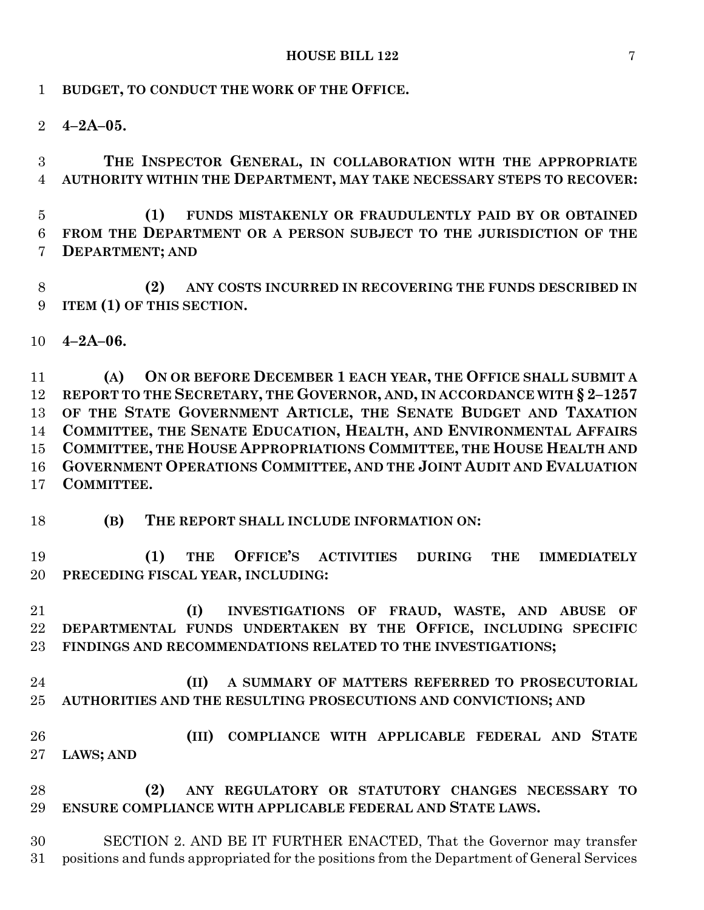**BUDGET, TO CONDUCT THE WORK OF THE OFFICE.**

**4–2A–05.**

**THE INSPECTOR GENERAL, IN COLLABORATION WITH THE APPROPRIATE AUTHORITY WITHIN THE DEPARTMENT, MAY TAKE NECESSARY STEPS TO RECOVER:**

**(1) FUNDS MISTAKENLY OR FRAUDULENTLY PAID BY OR OBTAINED FROM THE DEPARTMENT OR A PERSON SUBJECT TO THE JURISDICTION OF THE DEPARTMENT; AND**

**(2) ANY COSTS INCURRED IN RECOVERING THE FUNDS DESCRIBED IN ITEM (1) OF THIS SECTION.**

**4–2A–06.**

**(A) ON OR BEFORE DECEMBER 1 EACH YEAR, THE OFFICE SHALL SUBMIT A REPORT TO THE SECRETARY, THE GOVERNOR, AND, IN ACCORDANCE WITH § 2–1257 OF THE STATE GOVERNMENT ARTICLE, THE SENATE BUDGET AND TAXATION COMMITTEE, THE SENATE EDUCATION, HEALTH, AND ENVIRONMENTAL AFFAIRS COMMITTEE, THE HOUSE APPROPRIATIONS COMMITTEE, THE HOUSE HEALTH AND GOVERNMENT OPERATIONS COMMITTEE, AND THE JOINT AUDIT AND EVALUATION COMMITTEE.**

**(B) THE REPORT SHALL INCLUDE INFORMATION ON:**

**(1) THE OFFICE'S ACTIVITIES DURING THE IMMEDIATELY PRECEDING FISCAL YEAR, INCLUDING:**

**(I) INVESTIGATIONS OF FRAUD, WASTE, AND ABUSE OF DEPARTMENTAL FUNDS UNDERTAKEN BY THE OFFICE, INCLUDING SPECIFIC FINDINGS AND RECOMMENDATIONS RELATED TO THE INVESTIGATIONS;**

**(II) A SUMMARY OF MATTERS REFERRED TO PROSECUTORIAL AUTHORITIES AND THE RESULTING PROSECUTIONS AND CONVICTIONS; AND**

**(III) COMPLIANCE WITH APPLICABLE FEDERAL AND STATE LAWS; AND**

**(2) ANY REGULATORY OR STATUTORY CHANGES NECESSARY TO ENSURE COMPLIANCE WITH APPLICABLE FEDERAL AND STATE LAWS.**

SECTION 2. AND BE IT FURTHER ENACTED, That the Governor may transfer positions and funds appropriated for the positions from the Department of General Services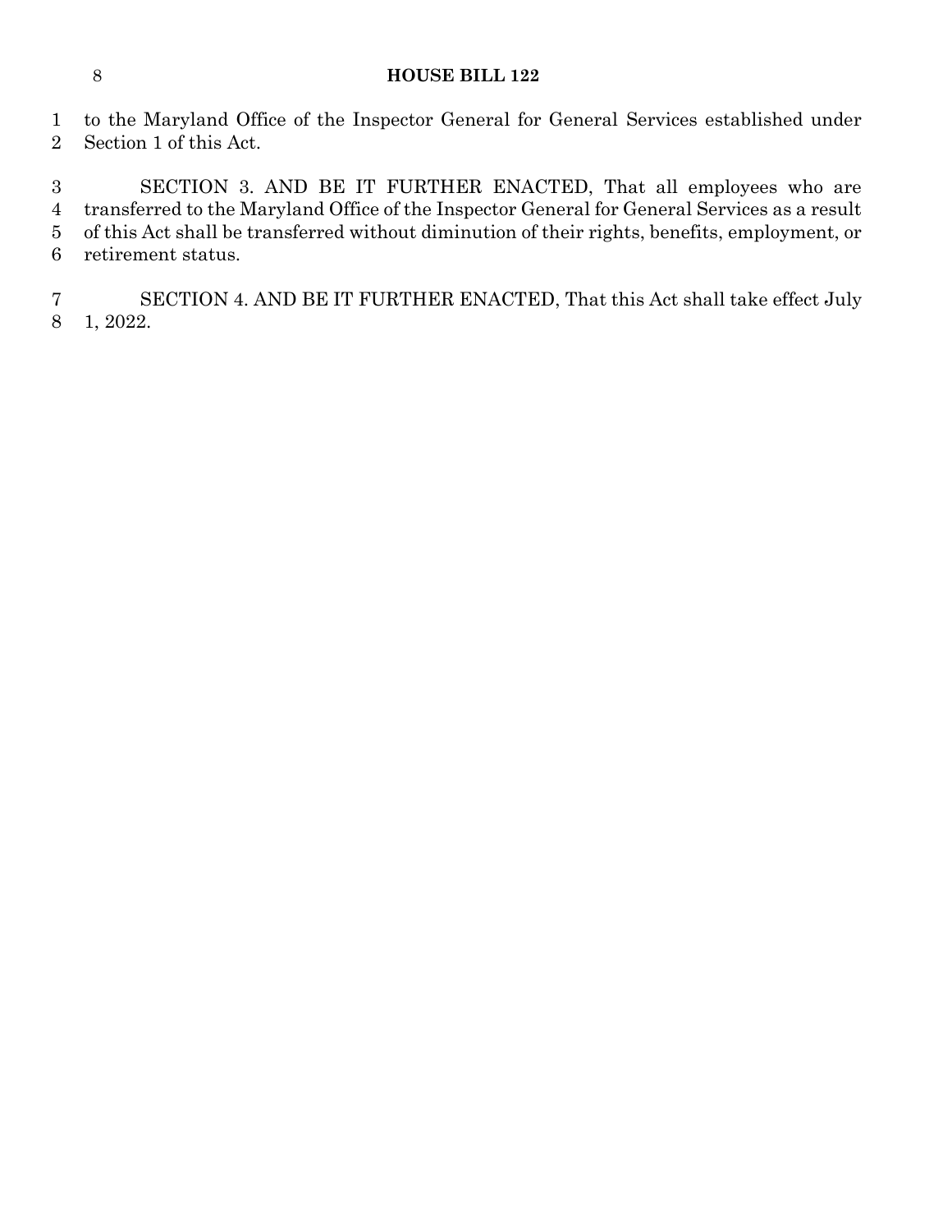to the Maryland Office of the Inspector General for General Services established under Section 1 of this Act.

SECTION 3. AND BE IT FURTHER ENACTED, That all employees who are transferred to the Maryland Office of the Inspector General for General Services as a result of this Act shall be transferred without diminution of their rights, benefits, employment, or retirement status.

SECTION 4. AND BE IT FURTHER ENACTED, That this Act shall take effect July 1, 2022.